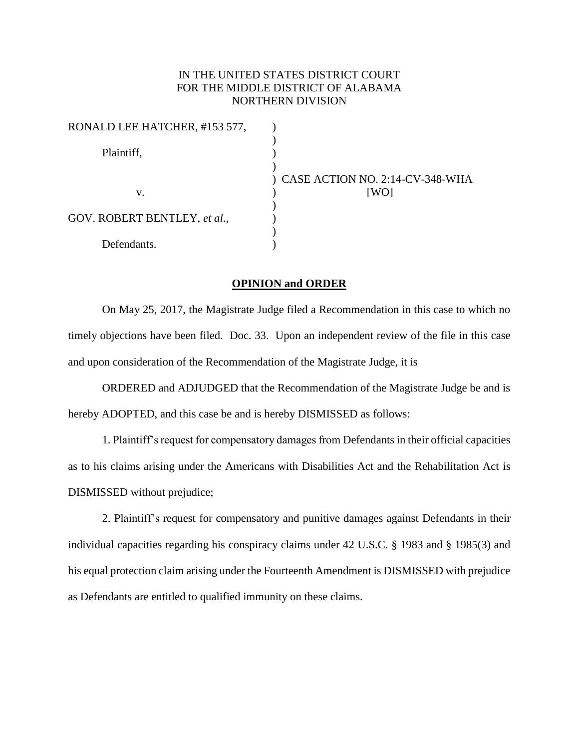IN THE UNITED STATES DISTRICT COURT
FOR THE MIDDLE DISTRICT OF ALABAMA
NORTHERN DIVISION

| | | |
|---|---|---|
| RONALD LEE HATCHER, #153 577, | ) | |
| Plaintiff, | ) | |
| | ) | CASE ACTION NO. 2:14-CV-348-WHA |
| v. | ) | [WO] |
| GOV. ROBERT BENTLEY, *et al*., | ) | |
| Defendants. | ) | |

**OPINION and ORDER**

On May 25, 2017, the Magistrate Judge filed a Recommendation in this case to which no timely objections have been filed. Doc. 33. Upon an independent review of the file in this case and upon consideration of the Recommendation of the Magistrate Judge, it is

ORDERED and ADJUDGED that the Recommendation of the Magistrate Judge be and is hereby ADOPTED, and this case be and is hereby DISMISSED as follows:

1. Plaintiff's request for compensatory damages from Defendants in their official capacities as to his claims arising under the Americans with Disabilities Act and the Rehabilitation Act is DISMISSED without prejudice;

2. Plaintiff's request for compensatory and punitive damages against Defendants in their individual capacities regarding his conspiracy claims under 42 U.S.C. § 1983 and § 1985(3) and his equal protection claim arising under the Fourteenth Amendment is DISMISSED with prejudice as Defendants are entitled to qualified immunity on these claims.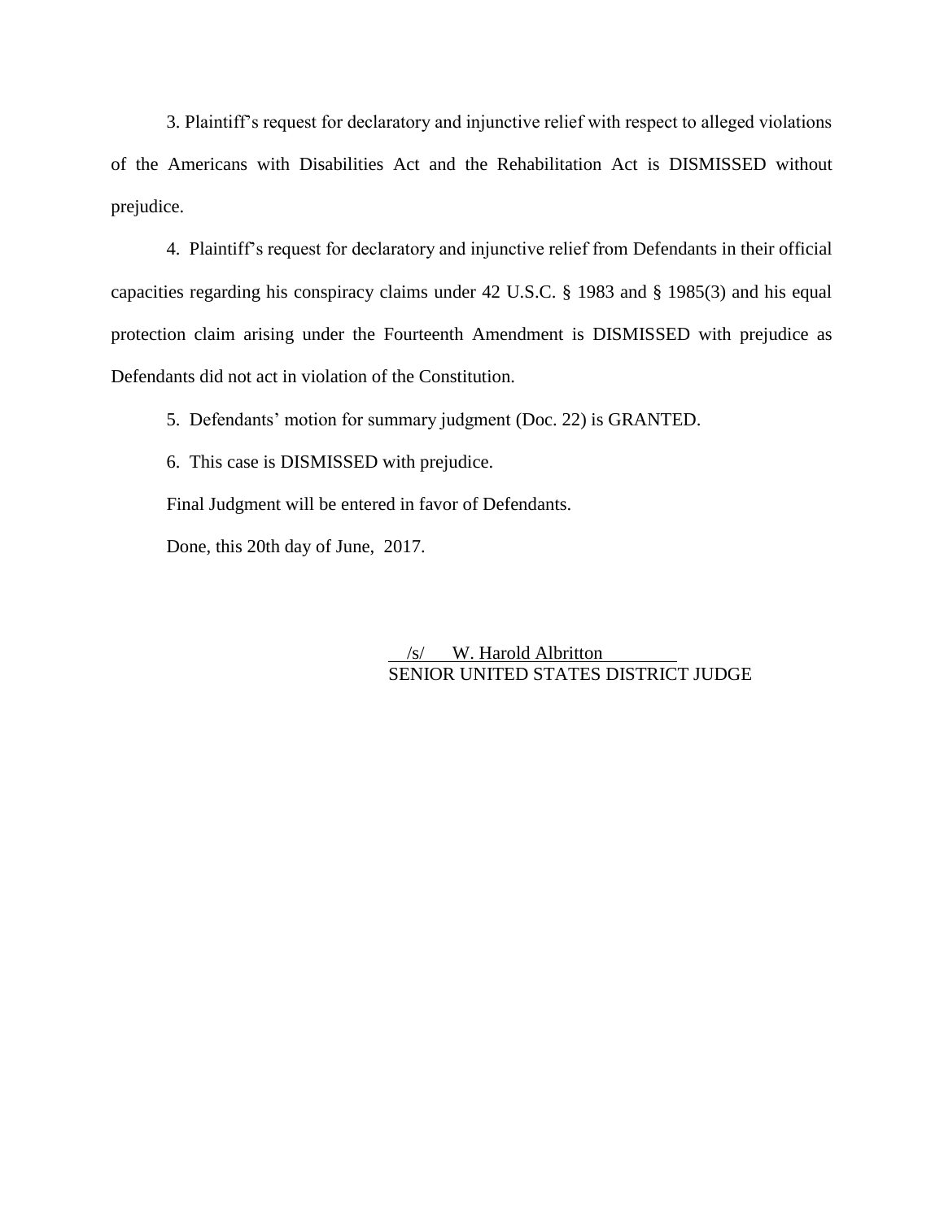3. Plaintiff's request for declaratory and injunctive relief with respect to alleged violations of the Americans with Disabilities Act and the Rehabilitation Act is DISMISSED without prejudice.

4. Plaintiff's request for declaratory and injunctive relief from Defendants in their official capacities regarding his conspiracy claims under 42 U.S.C. § 1983 and § 1985(3) and his equal protection claim arising under the Fourteenth Amendment is DISMISSED with prejudice as Defendants did not act in violation of the Constitution.

5. Defendants' motion for summary judgment (Doc. 22) is GRANTED.

6. This case is DISMISSED with prejudice.

Final Judgment will be entered in favor of Defendants.

Done, this 20th day of June, 2017.

/s/ W. Harold Albritton
SENIOR UNITED STATES DISTRICT JUDGE